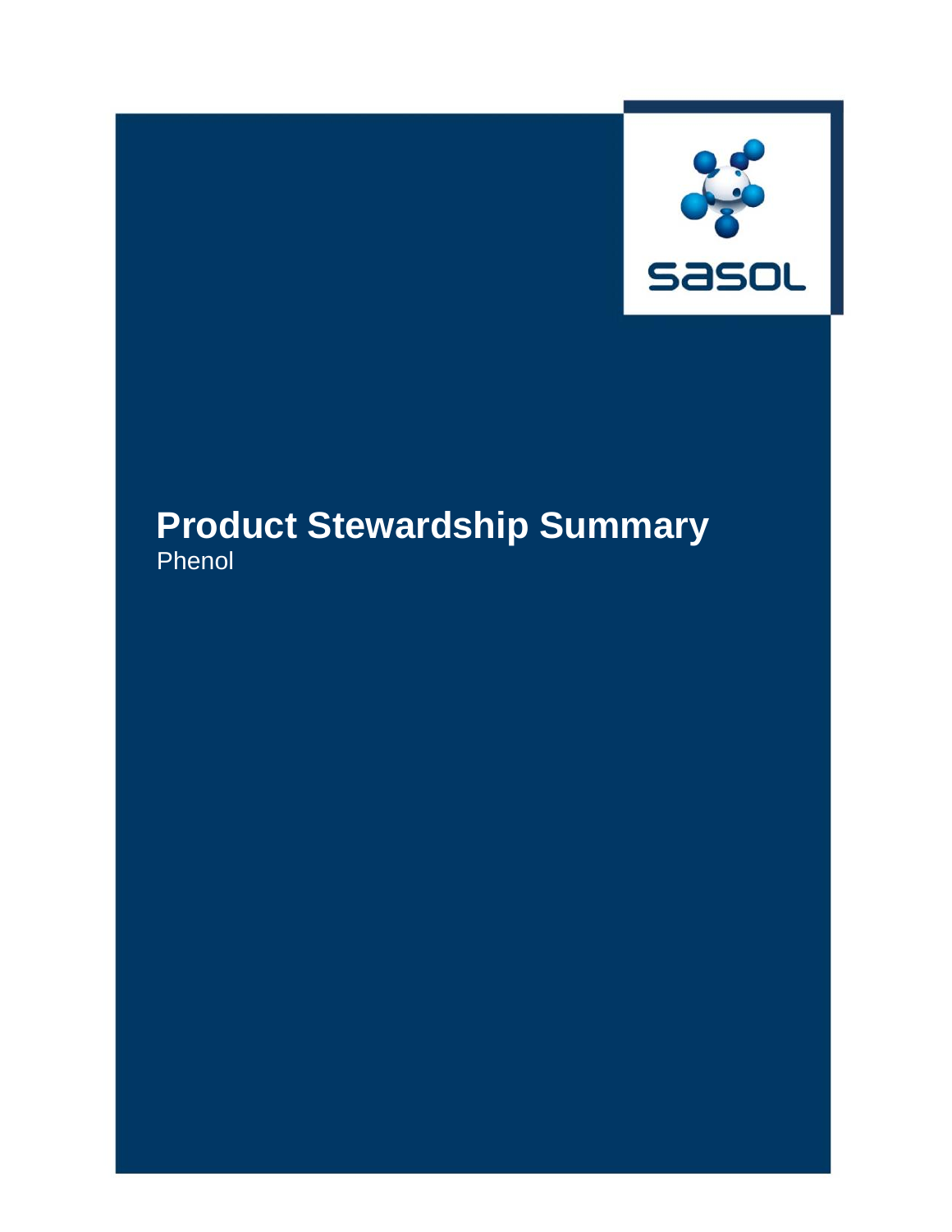sasol

# Product Stewardship Summary

Phenol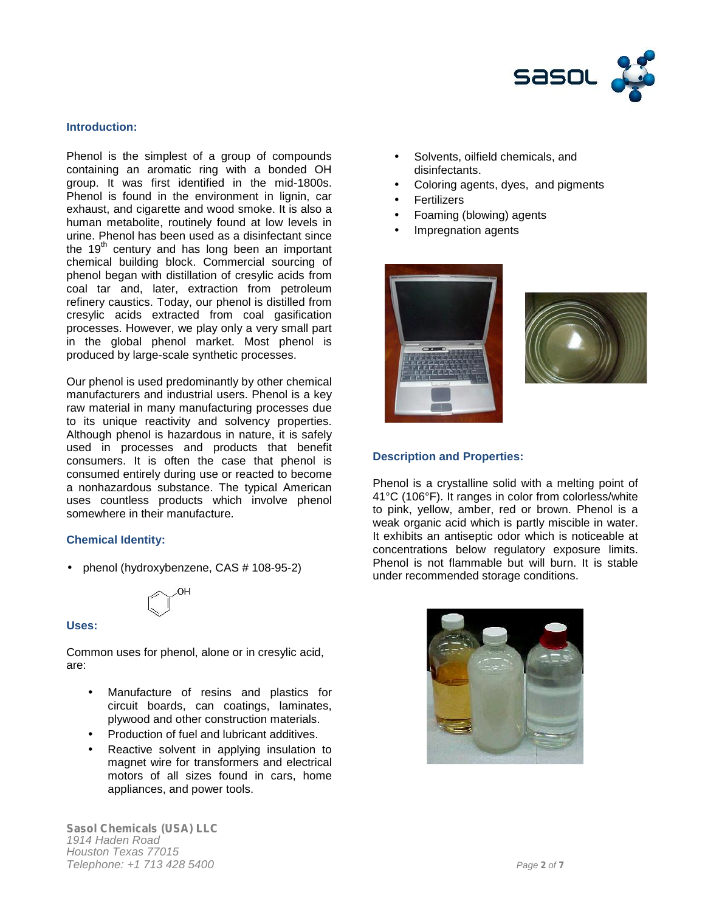## Introduction:

Phenol is the simplest of a group of compounds containing an aromatic ring with a bonded OH group. It was first identified in the mid-1800s. Phenol is found in the environment in lignin, car exhaust, and cigarette and wood smoke. It is also a human metabolite, routinely found at low levels in urine. Phenol has been used as a disinfectant since the $19^{th}$ century and has long been an important chemical building block. Commercial sourcing of phenol began with distillation of cresylic acids from coal tar and, later, extraction from petroleum refinery caustics. Today, our phenol is distilled from cresylic acids extracted from coal gasification processes. However, we play only a very small part in the global phenol market. Most phenol is produced by large-scale synthetic processes.

Our phenol is used predominantly by other chemical manufacturers and industrial users. Phenol is a key raw material in many manufacturing processes due to its unique reactivity and solvency properties. Although phenol is hazardous in nature, it is safely used in processes and products that benefit consumers. It is often the case that phenol is consumed entirely during use or reacted to become a nonhazardous substance. The typical American uses countless products which involve phenol somewhere in their manufacture.

## Chemical Identity:

- phenol (hydroxybenzene, CAS # 108-95-2)

## Uses:

Common uses for phenol, alone or in cresylic acid, are:

- Manufacture of resins and plastics for circuit boards, can coatings, laminates, plywood and other construction materials.
- Production of fuel and lubricant additives.
- Reactive solvent in applying insulation to magnet wire for transformers and electrical motors of all sizes found in cars, home appliances, and power tools.
- Solvents, oilfield chemicals, and disinfectants.
- Coloring agents, dyes, and pigments
- Fertilizers
- Foaming (blowing) agents
- Impregnation agents

## Description and Properties:

Phenol is a crystalline solid with a melting point of 41°C (106°F). It ranges in color from colorless/white to pink, yellow, amber, red or brown. Phenol is a weak organic acid which is partly miscible in water. It exhibits an antiseptic odor which is noticeable at concentrations below regulatory exposure limits. Phenol is not flammable but will burn. It is stable under recommended storage conditions.

**Sasol Chemicals (USA) LLC**
*1914 Haden Road*
*Houston Texas 77015*
*Telephone: +1 713 428 5400*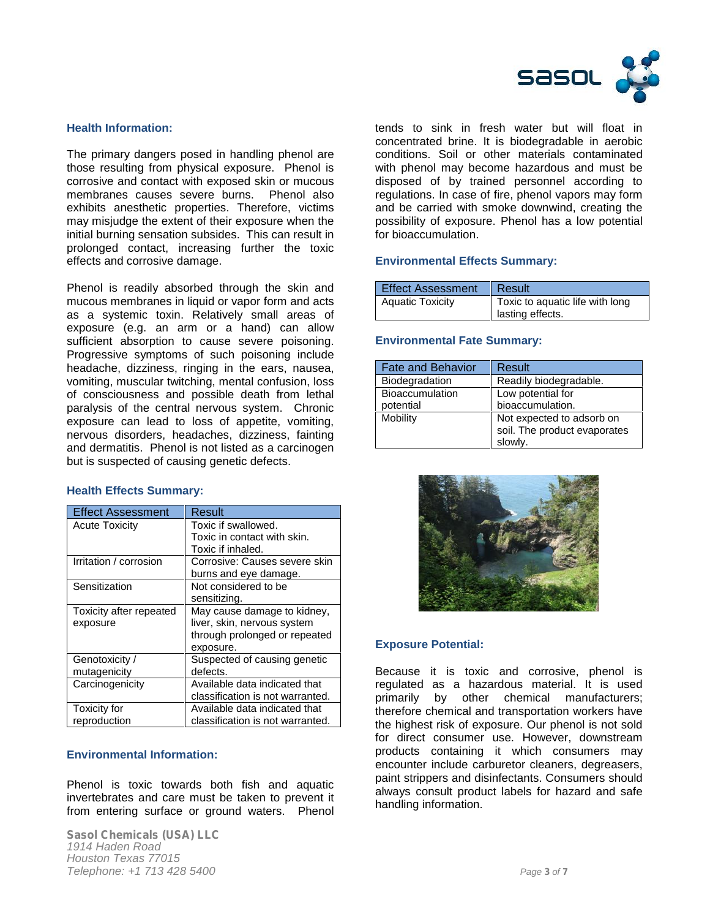## Health Information:

The primary dangers posed in handling phenol are those resulting from physical exposure. Phenol is corrosive and contact with exposed skin or mucous membranes causes severe burns. Phenol also exhibits anesthetic properties. Therefore, victims may misjudge the extent of their exposure when the initial burning sensation subsides. This can result in prolonged contact, increasing further the toxic effects and corrosive damage.

Phenol is readily absorbed through the skin and mucous membranes in liquid or vapor form and acts as a systemic toxin. Relatively small areas of exposure (e.g. an arm or a hand) can allow sufficient absorption to cause severe poisoning. Progressive symptoms of such poisoning include headache, dizziness, ringing in the ears, nausea, vomiting, muscular twitching, mental confusion, loss of consciousness and possible death from lethal paralysis of the central nervous system. Chronic exposure can lead to loss of appetite, vomiting, nervous disorders, headaches, dizziness, fainting and dermatitis. Phenol is not listed as a carcinogen but is suspected of causing genetic defects.

## Health Effects Summary:

| Effect Assessment | Result |
|---|---|
| Acute Toxicity | Toxic if swallowed. Toxic in contact with skin. Toxic if inhaled. |
| Irritation / corrosion | Corrosive: Causes severe skin burns and eye damage. |
| Sensitization | Not considered to be sensitizing. |
| Toxicity after repeated exposure | May cause damage to kidney, liver, skin, nervous system through prolonged or repeated exposure. |
| Genotoxicity / mutagenicity | Suspected of causing genetic defects. |
| Carcinogenicity | Available data indicated that classification is not warranted. |
| Toxicity for reproduction | Available data indicated that classification is not warranted. |

## Environmental Information:

Phenol is toxic towards both fish and aquatic invertebrates and care must be taken to prevent it from entering surface or ground waters. Phenol tends to sink in fresh water but will float in concentrated brine. It is biodegradable in aerobic conditions. Soil or other materials contaminated with phenol may become hazardous and must be disposed of by trained personnel according to regulations. In case of fire, phenol vapors may form and be carried with smoke downwind, creating the possibility of exposure. Phenol has a low potential for bioaccumulation.

## Environmental Effects Summary:

| Effect Assessment | Result |
|---|---|
| Aquatic Toxicity | Toxic to aquatic life with long lasting effects. |

## Environmental Fate Summary:

| Fate and Behavior | Result |
|---|---|
| Biodegradation | Readily biodegradable. |
| Bioaccumulation potential | Low potential for bioaccumulation. |
| Mobility | Not expected to adsorb on soil. The product evaporates slowly. |

## Exposure Potential:

Because it is toxic and corrosive, phenol is regulated as a hazardous material. It is used primarily by other chemical manufacturers; therefore chemical and transportation workers have the highest risk of exposure. Our phenol is not sold for direct consumer use. However, downstream products containing it which consumers may encounter include carburetor cleaners, degreasers, paint strippers and disinfectants. Consumers should always consult product labels for hazard and safe handling information.

**Sasol Chemicals (USA) LLC**
*1914 Haden Road*
*Houston Texas 77015*
*Telephone: +1 713 428 5400*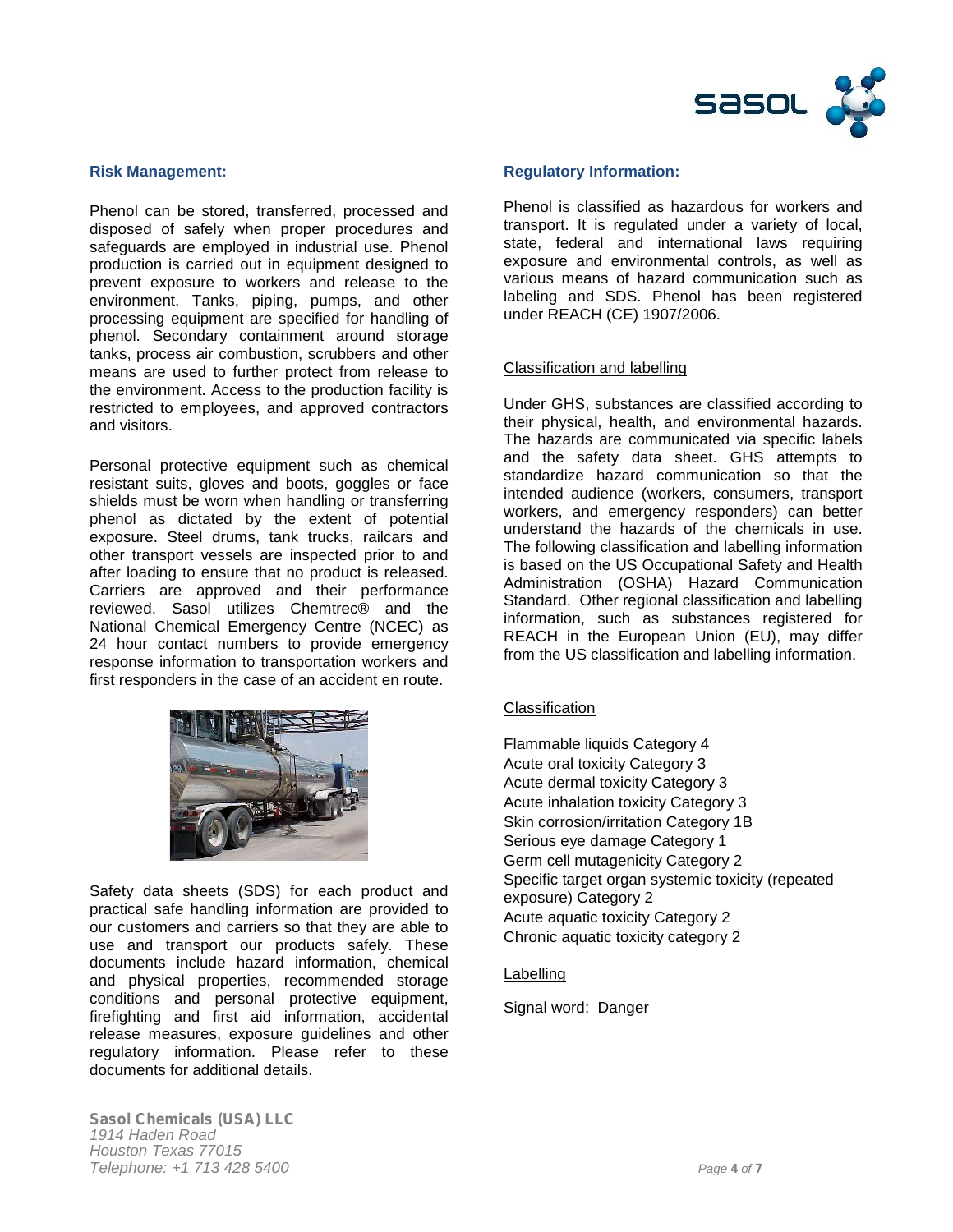## Risk Management:

Phenol can be stored, transferred, processed and disposed of safely when proper procedures and safeguards are employed in industrial use. Phenol production is carried out in equipment designed to prevent exposure to workers and release to the environment. Tanks, piping, pumps, and other processing equipment are specified for handling of phenol. Secondary containment around storage tanks, process air combustion, scrubbers and other means are used to further protect from release to the environment. Access to the production facility is restricted to employees, and approved contractors and visitors.

Personal protective equipment such as chemical resistant suits, gloves and boots, goggles or face shields must be worn when handling or transferring phenol as dictated by the extent of potential exposure. Steel drums, tank trucks, railcars and other transport vessels are inspected prior to and after loading to ensure that no product is released. Carriers are approved and their performance reviewed. Sasol utilizes Chemtrec® and the National Chemical Emergency Centre (NCEC) as 24 hour contact numbers to provide emergency response information to transportation workers and first responders in the case of an accident en route.

Safety data sheets (SDS) for each product and practical safe handling information are provided to our customers and carriers so that they are able to use and transport our products safely. These documents include hazard information, chemical and physical properties, recommended storage conditions and personal protective equipment, firefighting and first aid information, accidental release measures, exposure guidelines and other regulatory information. Please refer to these documents for additional details.

## Regulatory Information:

Phenol is classified as hazardous for workers and transport. It is regulated under a variety of local, state, federal and international laws requiring exposure and environmental controls, as well as various means of hazard communication such as labeling and SDS. Phenol has been registered under REACH (CE) 1907/2006.

### Classification and labelling

Under GHS, substances are classified according to their physical, health, and environmental hazards. The hazards are communicated via specific labels and the safety data sheet. GHS attempts to standardize hazard communication so that the intended audience (workers, consumers, transport workers, and emergency responders) can better understand the hazards of the chemicals in use. The following classification and labelling information is based on the US Occupational Safety and Health Administration (OSHA) Hazard Communication Standard. Other regional classification and labelling information, such as substances registered for REACH in the European Union (EU), may differ from the US classification and labelling information.

### Classification

Flammable liquids Category 4
Acute oral toxicity Category 3
Acute dermal toxicity Category 3
Acute inhalation toxicity Category 3
Skin corrosion/irritation Category 1B
Serious eye damage Category 1
Germ cell mutagenicity Category 2
Specific target organ systemic toxicity (repeated exposure) Category 2
Acute aquatic toxicity Category 2
Chronic aquatic toxicity category 2

### Labelling

Signal word: Danger

**Sasol Chemicals (USA) LLC**
*1914 Haden Road*
*Houston Texas 77015*
*Telephone: +1 713 428 5400*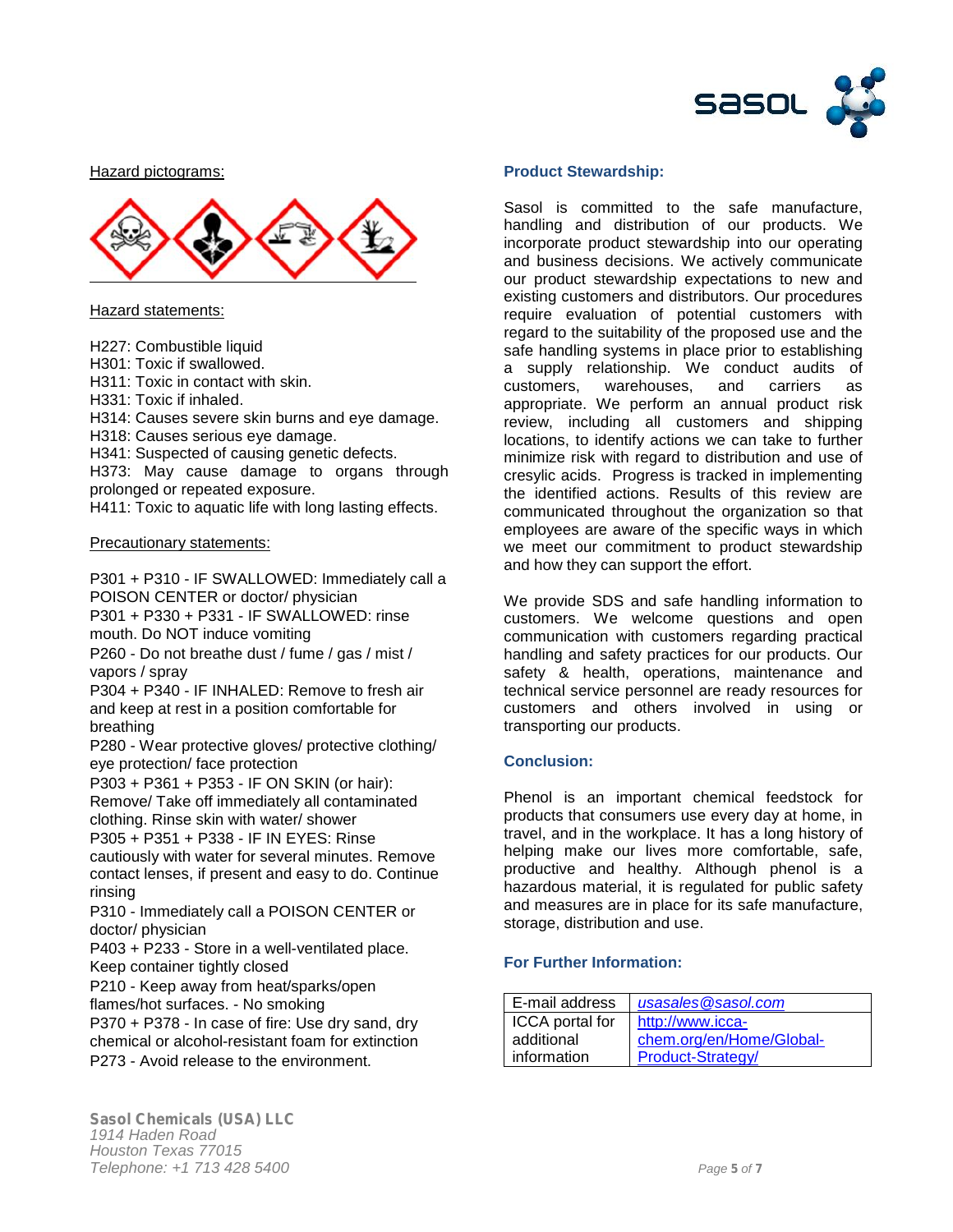Hazard pictograms:

Hazard statements:

H227: Combustible liquid
H301: Toxic if swallowed.
H311: Toxic in contact with skin.
H331: Toxic if inhaled.
H314: Causes severe skin burns and eye damage.
H318: Causes serious eye damage.
H341: Suspected of causing genetic defects.
H373: May cause damage to organs through prolonged or repeated exposure.
H411: Toxic to aquatic life with long lasting effects.

Precautionary statements:

P301 + P310 - IF SWALLOWED: Immediately call a POISON CENTER or doctor/ physician
P301 + P330 + P331 - IF SWALLOWED: rinse mouth. Do NOT induce vomiting
P260 - Do not breathe dust / fume / gas / mist / vapors / spray
P304 + P340 - IF INHALED: Remove to fresh air and keep at rest in a position comfortable for breathing
P280 - Wear protective gloves/ protective clothing/ eye protection/ face protection
P303 + P361 + P353 - IF ON SKIN (or hair): Remove/ Take off immediately all contaminated clothing. Rinse skin with water/ shower
P305 + P351 + P338 - IF IN EYES: Rinse cautiously with water for several minutes. Remove contact lenses, if present and easy to do. Continue rinsing
P310 - Immediately call a POISON CENTER or doctor/ physician
P403 + P233 - Store in a well-ventilated place. Keep container tightly closed
P210 - Keep away from heat/sparks/open flames/hot surfaces. - No smoking
P370 + P378 - In case of fire: Use dry sand, dry chemical or alcohol-resistant foam for extinction
P273 - Avoid release to the environment.

## Product Stewardship:

Sasol is committed to the safe manufacture, handling and distribution of our products. We incorporate product stewardship into our operating and business decisions. We actively communicate our product stewardship expectations to new and existing customers and distributors. Our procedures require evaluation of potential customers with regard to the suitability of the proposed use and the safe handling systems in place prior to establishing a supply relationship. We conduct audits of customers, warehouses, and carriers as appropriate. We perform an annual product risk review, including all customers and shipping locations, to identify actions we can take to further minimize risk with regard to distribution and use of cresylic acids. Progress is tracked in implementing the identified actions. Results of this review are communicated throughout the organization so that employees are aware of the specific ways in which we meet our commitment to product stewardship and how they can support the effort.

We provide SDS and safe handling information to customers. We welcome questions and open communication with customers regarding practical handling and safety practices for our products. Our safety & health, operations, maintenance and technical service personnel are ready resources for customers and others involved in using or transporting our products.

## Conclusion:

Phenol is an important chemical feedstock for products that consumers use every day at home, in travel, and in the workplace. It has a long history of helping make our lives more comfortable, safe, productive and healthy. Although phenol is a hazardous material, it is regulated for public safety and measures are in place for its safe manufacture, storage, distribution and use.

## For Further Information:

| | |
|---|---|
| E-mail address | *usasales@sasol.com* |
| ICCA portal for additional information | http://www.icca-chem.org/en/Home/Global-Product-Strategy/ |

**Sasol Chemicals (USA) LLC**
*1914 Haden Road*
*Houston Texas 77015*
*Telephone: +1 713 428 5400*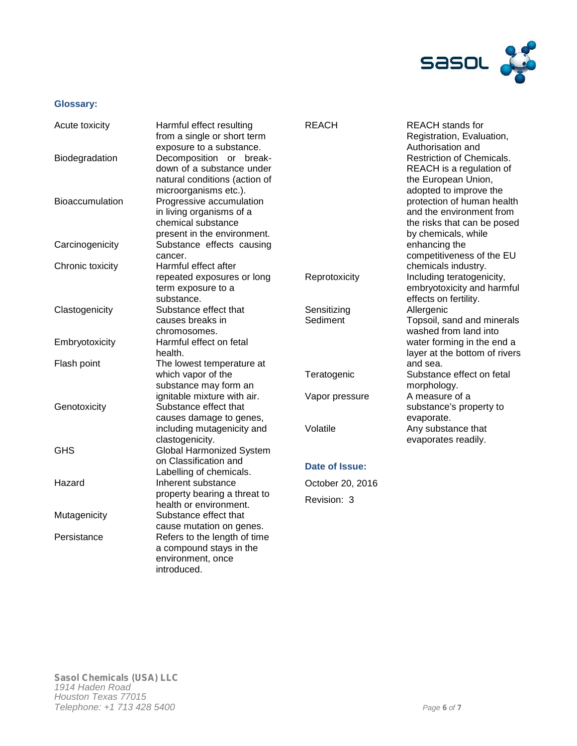### Glossary:

| Term | Definition |
| --- | --- |
| Acute toxicity | Harmful effect resulting from a single or short term exposure to a substance. |
| Biodegradation | Decomposition or break-down of a substance under natural conditions (action of microorganisms etc.). |
| Bioaccumulation | Progressive accumulation in living organisms of a chemical substance present in the environment. |
| Carcinogenicity | Substance effects causing cancer. |
| Chronic toxicity | Harmful effect after repeated exposures or long term exposure to a substance. |
| Clastogenicity | Substance effect that causes breaks in chromosomes. |
| Embryotoxicity | Harmful effect on fetal health. |
| Flash point | The lowest temperature at which vapor of the substance may form an ignitable mixture with air. |
| Genotoxicity | Substance effect that causes damage to genes, including mutagenicity and clastogenicity. |
| GHS | Global Harmonized System on Classification and Labelling of chemicals. |
| Hazard | Inherent substance property bearing a threat to health or environment. |
| Mutagenicity | Substance effect that cause mutation on genes. |
| Persistance | Refers to the length of time a compound stays in the environment, once introduced. |
| REACH | REACH stands for Registration, Evaluation, Authorisation and Restriction of Chemicals. REACH is a regulation of the European Union, adopted to improve the protection of human health and the environment from the risks that can be posed by chemicals, while enhancing the competitiveness of the EU chemicals industry. |
| Reprotoxicity | Including teratogenicity, embryotoxicity and harmful effects on fertility. |
| Sensitizing | Allergenic |
| Sediment | Topsoil, sand and minerals washed from land into water forming in the end a layer at the bottom of rivers and sea. |
| Teratogenic | Substance effect on fetal morphology. |
| Vapor pressure | A measure of a substance's property to evaporate. |
| Volatile | Any substance that evaporates readily. |

### Date of Issue:

October 20, 2016

Revision: 3

**Sasol Chemicals (USA) LLC**
*1914 Haden Road*
*Houston Texas 77015*
*Telephone: +1 713 428 5400*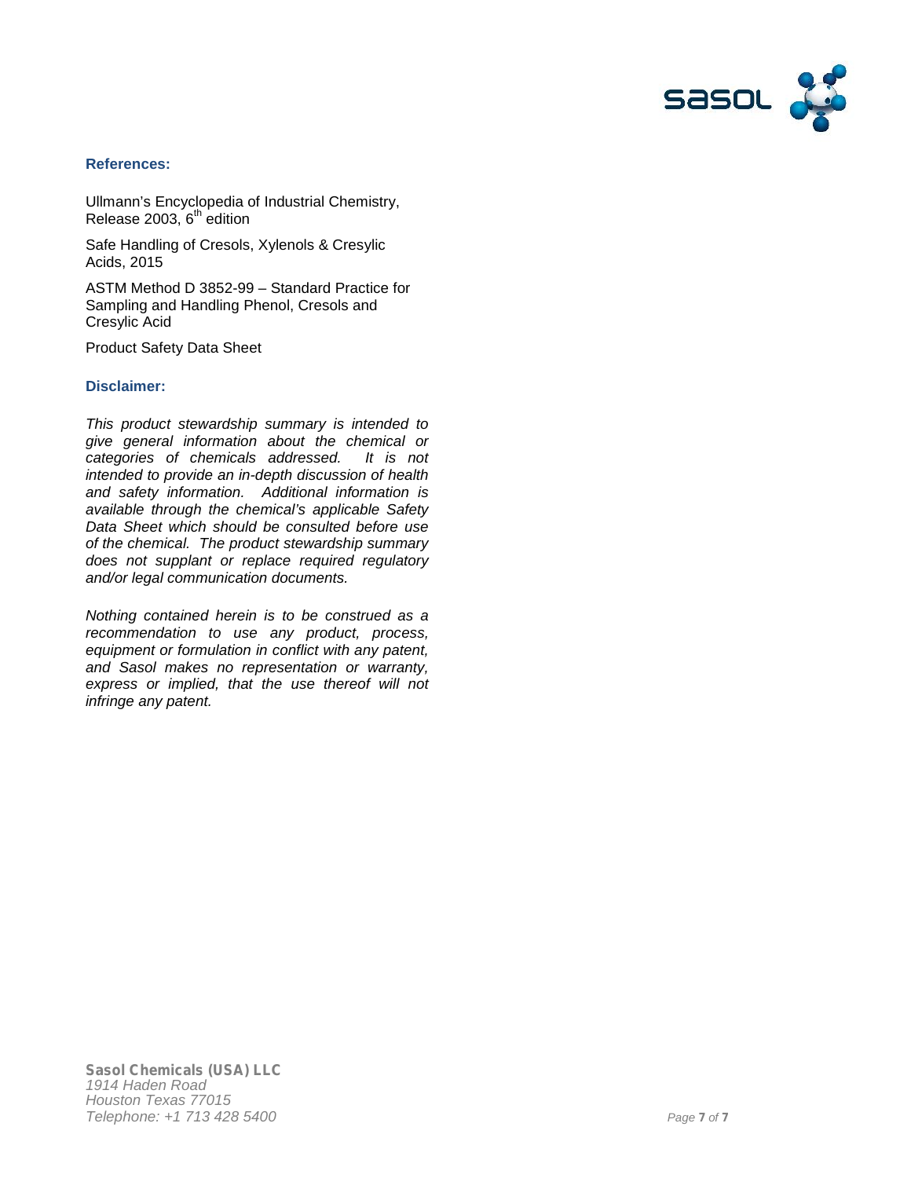### References:

Ullmann's Encyclopedia of Industrial Chemistry, Release 2003, 6th edition

Safe Handling of Cresols, Xylenols & Cresylic Acids, 2015

ASTM Method D 3852-99 – Standard Practice for Sampling and Handling Phenol, Cresols and Cresylic Acid

Product Safety Data Sheet

### Disclaimer:

*This product stewardship summary is intended to give general information about the chemical or categories of chemicals addressed. It is not intended to provide an in-depth discussion of health and safety information. Additional information is available through the chemical's applicable Safety Data Sheet which should be consulted before use of the chemical. The product stewardship summary does not supplant or replace required regulatory and/or legal communication documents.*

*Nothing contained herein is to be construed as a recommendation to use any product, process, equipment or formulation in conflict with any patent, and Sasol makes no representation or warranty, express or implied, that the use thereof will not infringe any patent.*

**Sasol Chemicals (USA) LLC**
*1914 Haden Road*
*Houston Texas 77015*
*Telephone: +1 713 428 5400*